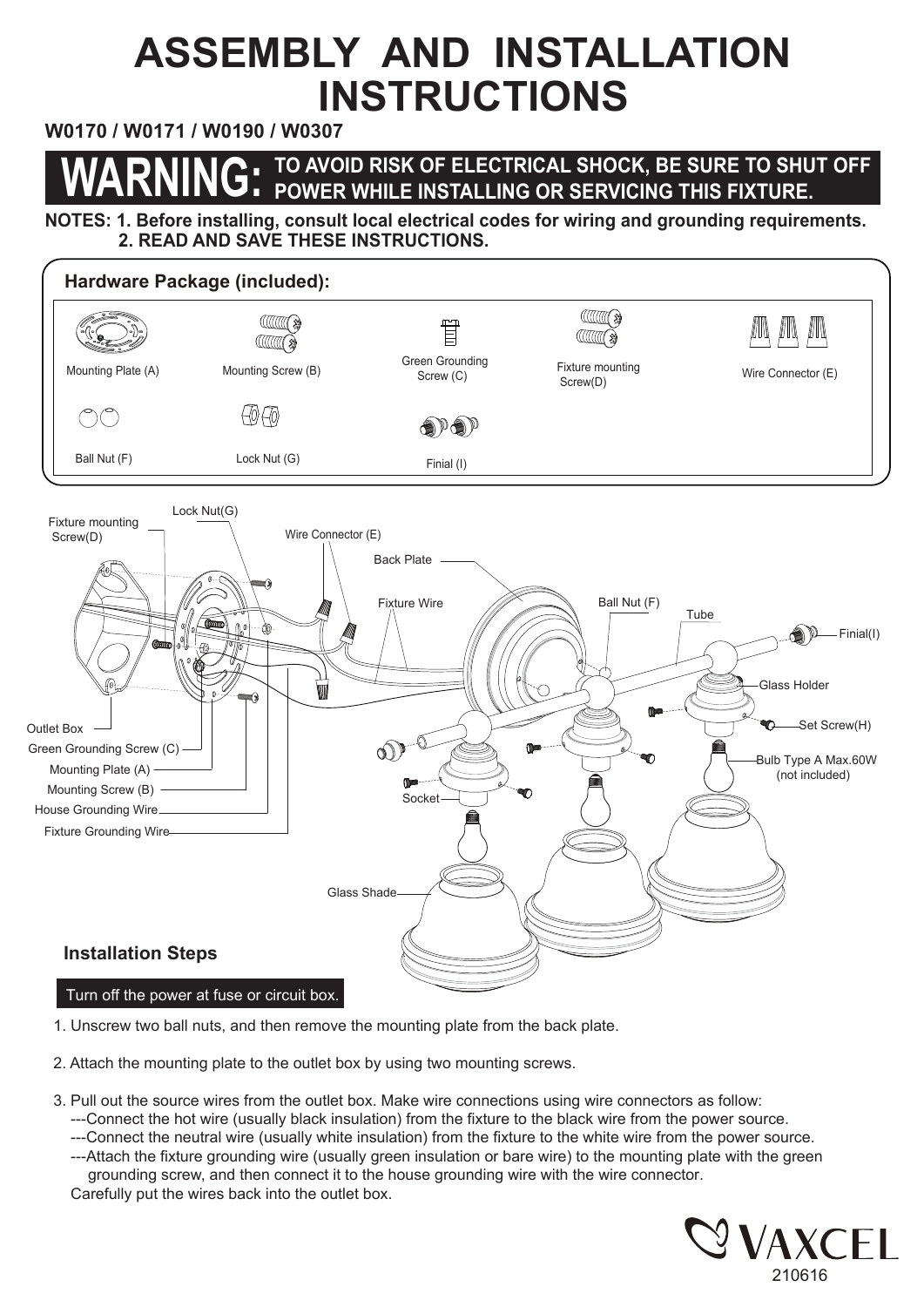# ASSEMBLY AND INSTALLATION INSTRUCTIONS

**W0170 / W0171 / W0190 / W0307**

**WARNING: TO AVOID RISK OF ELECTRICAL SHOCK, BE SURE TO SHUT OFF POWER WHILE INSTALLING OR SERVICING THIS FIXTURE.**

**NOTES: 1. Before installing, consult local electrical codes for wiring and grounding requirements.**
**2. READ AND SAVE THESE INSTRUCTIONS.**

## Hardware Package (included):

| Mounting Plate (A) | Mounting Screw (B) | Green Grounding Screw (C) | Fixture mounting Screw(D) | Wire Connector (E) |
|---|---|---|---|---|
| Ball Nut (F) | Lock Nut (G) | Finial (I) | | |

Fixture mounting Screw(D)
Lock Nut(G)
Wire Connector (E)
Back Plate
Fixture Wire
Ball Nut (F)
Tube
Finial(I)
Glass Holder
Set Screw(H)
Bulb Type A Max.60W (not included)
Outlet Box
Green Grounding Screw (C)
Mounting Plate (A)
Mounting Screw (B)
House Grounding Wire
Fixture Grounding Wire
Socket
Glass Shade

## Installation Steps

Turn off the power at fuse or circuit box.

1. Unscrew two ball nuts, and then remove the mounting plate from the back plate.

2. Attach the mounting plate to the outlet box by using two mounting screws.

3. Pull out the source wires from the outlet box. Make wire connections using wire connectors as follow:
   ---Connect the hot wire (usually black insulation) from the fixture to the black wire from the power source.
   ---Connect the neutral wire (usually white insulation) from the fixture to the white wire from the power source.
   ---Attach the fixture grounding wire (usually green insulation or bare wire) to the mounting plate with the green grounding screw, and then connect it to the house grounding wire with the wire connector.
   Carefully put the wires back into the outlet box.

VAXCEL
210616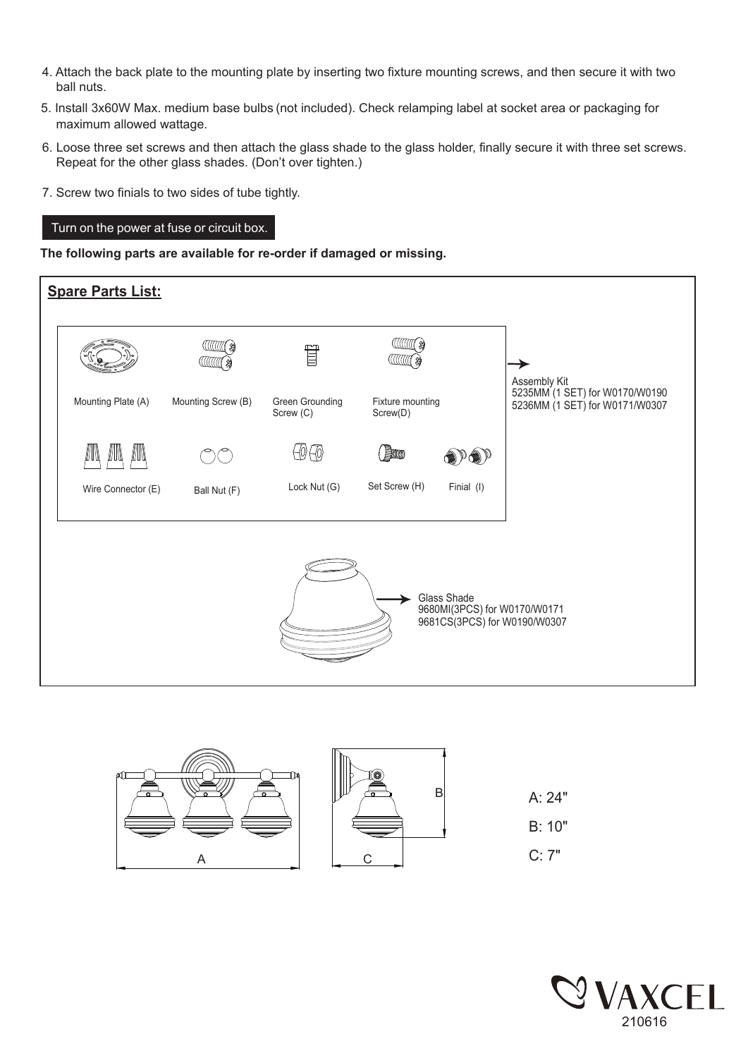4. Attach the back plate to the mounting plate by inserting two fixture mounting screws, and then secure it with two ball nuts.
5. Install 3x60W Max. medium base bulbs (not included). Check relamping label at socket area or packaging for maximum allowed wattage.
6. Loose three set screws and then attach the glass shade to the glass holder, finally secure it with three set screws. Repeat for the other glass shades. (Don't over tighten.)
7. Screw two finials to two sides of tube tightly.

Turn on the power at fuse or circuit box.

**The following parts are available for re-order if damaged or missing.**

## Spare Parts List:

Mounting Plate (A)

Mounting Screw (B)

Green Grounding Screw (C)

Fixture mounting Screw(D)

Wire Connector (E)

Ball Nut (F)

Lock Nut (G)

Set Screw (H)

Finial (I)

Assembly Kit
5235MM (1 SET) for W0170/W0190
5236MM (1 SET) for W0171/W0307

Glass Shade
9680MI(3PCS) for W0170/W0171
9681CS(3PCS) for W0190/W0307

A: 24"

B: 10"

C: 7"

VAXCEL
210616